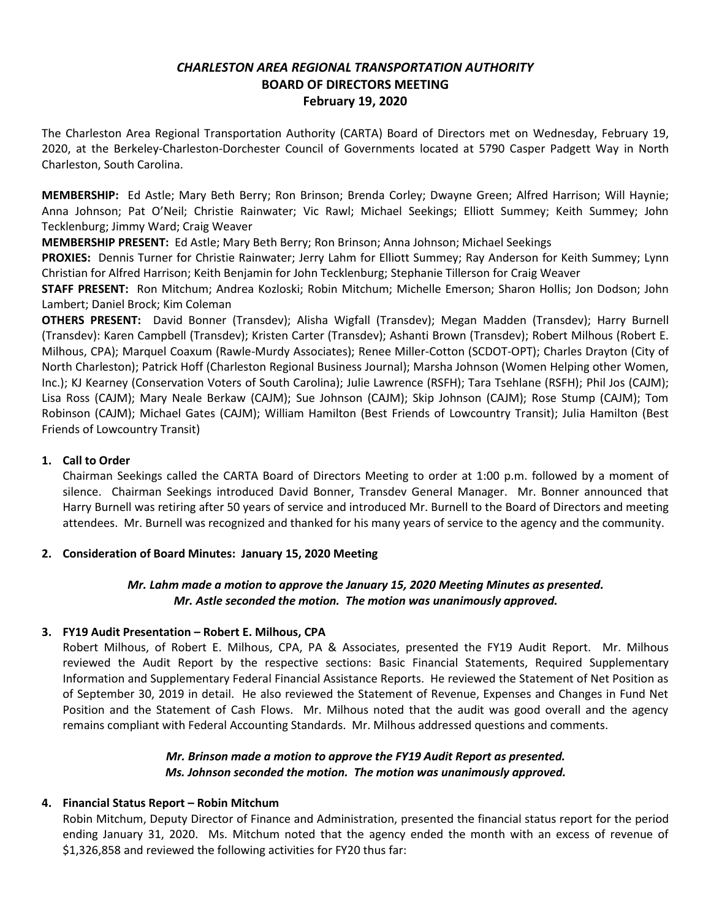# *CHARLESTON AREA REGIONAL TRANSPORTATION AUTHORITY*
## BOARD OF DIRECTORS MEETING
### February 19, 2020

The Charleston Area Regional Transportation Authority (CARTA) Board of Directors met on Wednesday, February 19, 2020, at the Berkeley-Charleston-Dorchester Council of Governments located at 5790 Casper Padgett Way in North Charleston, South Carolina.

**MEMBERSHIP:** Ed Astle; Mary Beth Berry; Ron Brinson; Brenda Corley; Dwayne Green; Alfred Harrison; Will Haynie; Anna Johnson; Pat O'Neil; Christie Rainwater; Vic Rawl; Michael Seekings; Elliott Summey; Keith Summey; John Tecklenburg; Jimmy Ward; Craig Weaver

**MEMBERSHIP PRESENT:** Ed Astle; Mary Beth Berry; Ron Brinson; Anna Johnson; Michael Seekings

**PROXIES:** Dennis Turner for Christie Rainwater; Jerry Lahm for Elliott Summey; Ray Anderson for Keith Summey; Lynn Christian for Alfred Harrison; Keith Benjamin for John Tecklenburg; Stephanie Tillerson for Craig Weaver

**STAFF PRESENT:** Ron Mitchum; Andrea Kozloski; Robin Mitchum; Michelle Emerson; Sharon Hollis; Jon Dodson; John Lambert; Daniel Brock; Kim Coleman

**OTHERS PRESENT:** David Bonner (Transdev); Alisha Wigfall (Transdev); Megan Madden (Transdev); Harry Burnell (Transdev): Karen Campbell (Transdev); Kristen Carter (Transdev); Ashanti Brown (Transdev); Robert Milhous (Robert E. Milhous, CPA); Marquel Coaxum (Rawle-Murdy Associates); Renee Miller-Cotton (SCDOT-OPT); Charles Drayton (City of North Charleston); Patrick Hoff (Charleston Regional Business Journal); Marsha Johnson (Women Helping other Women, Inc.); KJ Kearney (Conservation Voters of South Carolina); Julie Lawrence (RSFH); Tara Tsehlane (RSFH); Phil Jos (CAJM); Lisa Ross (CAJM); Mary Neale Berkaw (CAJM); Sue Johnson (CAJM); Skip Johnson (CAJM); Rose Stump (CAJM); Tom Robinson (CAJM); Michael Gates (CAJM); William Hamilton (Best Friends of Lowcountry Transit); Julia Hamilton (Best Friends of Lowcountry Transit)

1. **Call to Order**

   Chairman Seekings called the CARTA Board of Directors Meeting to order at 1:00 p.m. followed by a moment of silence. Chairman Seekings introduced David Bonner, Transdev General Manager. Mr. Bonner announced that Harry Burnell was retiring after 50 years of service and introduced Mr. Burnell to the Board of Directors and meeting attendees. Mr. Burnell was recognized and thanked for his many years of service to the agency and the community.

2. **Consideration of Board Minutes: January 15, 2020 Meeting**

   ***Mr. Lahm made a motion to approve the January 15, 2020 Meeting Minutes as presented. Mr. Astle seconded the motion. The motion was unanimously approved.***

3. **FY19 Audit Presentation – Robert E. Milhous, CPA**

   Robert Milhous, of Robert E. Milhous, CPA, PA & Associates, presented the FY19 Audit Report. Mr. Milhous reviewed the Audit Report by the respective sections: Basic Financial Statements, Required Supplementary Information and Supplementary Federal Financial Assistance Reports. He reviewed the Statement of Net Position as of September 30, 2019 in detail. He also reviewed the Statement of Revenue, Expenses and Changes in Fund Net Position and the Statement of Cash Flows. Mr. Milhous noted that the audit was good overall and the agency remains compliant with Federal Accounting Standards. Mr. Milhous addressed questions and comments.

   ***Mr. Brinson made a motion to approve the FY19 Audit Report as presented. Ms. Johnson seconded the motion. The motion was unanimously approved.***

4. **Financial Status Report – Robin Mitchum**

   Robin Mitchum, Deputy Director of Finance and Administration, presented the financial status report for the period ending January 31, 2020. Ms. Mitchum noted that the agency ended the month with an excess of revenue of $1,326,858 and reviewed the following activities for FY20 thus far: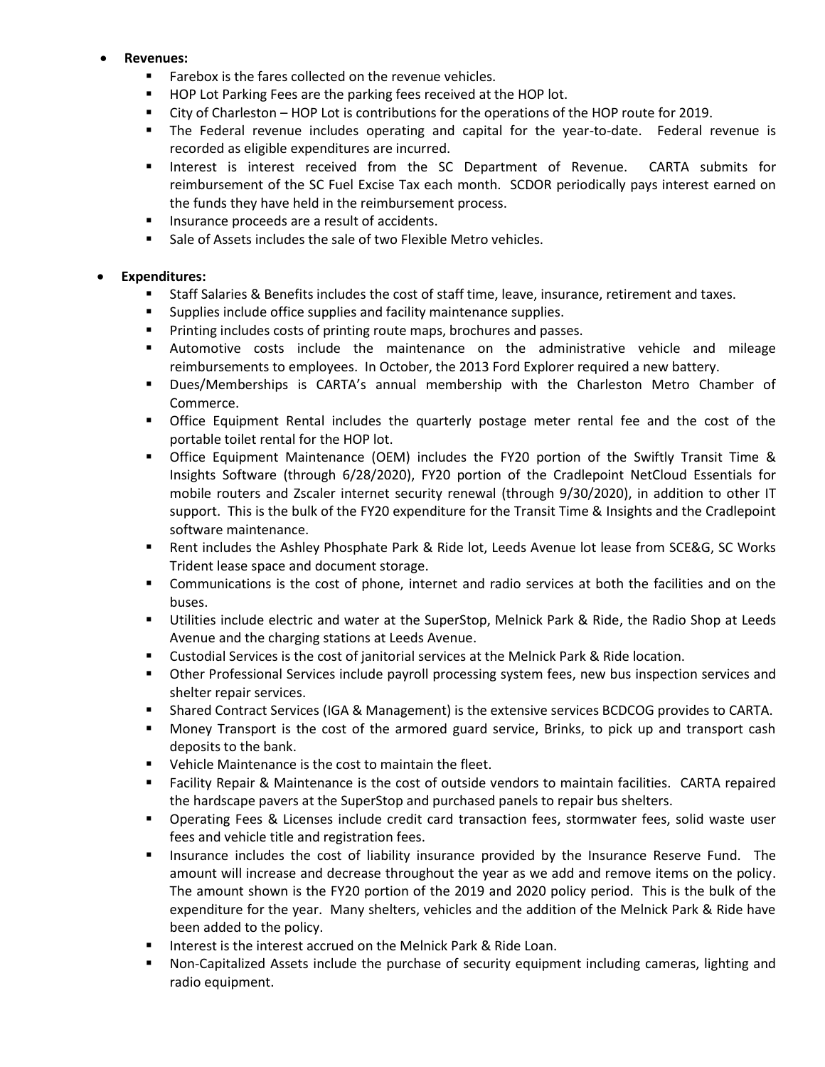- **Revenues:**
  - Farebox is the fares collected on the revenue vehicles.
  - HOP Lot Parking Fees are the parking fees received at the HOP lot.
  - City of Charleston – HOP Lot is contributions for the operations of the HOP route for 2019.
  - The Federal revenue includes operating and capital for the year-to-date. Federal revenue is recorded as eligible expenditures are incurred.
  - Interest is interest received from the SC Department of Revenue. CARTA submits for reimbursement of the SC Fuel Excise Tax each month. SCDOR periodically pays interest earned on the funds they have held in the reimbursement process.
  - Insurance proceeds are a result of accidents.
  - Sale of Assets includes the sale of two Flexible Metro vehicles.

- **Expenditures:**
  - Staff Salaries & Benefits includes the cost of staff time, leave, insurance, retirement and taxes.
  - Supplies include office supplies and facility maintenance supplies.
  - Printing includes costs of printing route maps, brochures and passes.
  - Automotive costs include the maintenance on the administrative vehicle and mileage reimbursements to employees. In October, the 2013 Ford Explorer required a new battery.
  - Dues/Memberships is CARTA's annual membership with the Charleston Metro Chamber of Commerce.
  - Office Equipment Rental includes the quarterly postage meter rental fee and the cost of the portable toilet rental for the HOP lot.
  - Office Equipment Maintenance (OEM) includes the FY20 portion of the Swiftly Transit Time & Insights Software (through 6/28/2020), FY20 portion of the Cradlepoint NetCloud Essentials for mobile routers and Zscaler internet security renewal (through 9/30/2020), in addition to other IT support. This is the bulk of the FY20 expenditure for the Transit Time & Insights and the Cradlepoint software maintenance.
  - Rent includes the Ashley Phosphate Park & Ride lot, Leeds Avenue lot lease from SCE&G, SC Works Trident lease space and document storage.
  - Communications is the cost of phone, internet and radio services at both the facilities and on the buses.
  - Utilities include electric and water at the SuperStop, Melnick Park & Ride, the Radio Shop at Leeds Avenue and the charging stations at Leeds Avenue.
  - Custodial Services is the cost of janitorial services at the Melnick Park & Ride location.
  - Other Professional Services include payroll processing system fees, new bus inspection services and shelter repair services.
  - Shared Contract Services (IGA & Management) is the extensive services BCDCOG provides to CARTA.
  - Money Transport is the cost of the armored guard service, Brinks, to pick up and transport cash deposits to the bank.
  - Vehicle Maintenance is the cost to maintain the fleet.
  - Facility Repair & Maintenance is the cost of outside vendors to maintain facilities. CARTA repaired the hardscape pavers at the SuperStop and purchased panels to repair bus shelters.
  - Operating Fees & Licenses include credit card transaction fees, stormwater fees, solid waste user fees and vehicle title and registration fees.
  - Insurance includes the cost of liability insurance provided by the Insurance Reserve Fund. The amount will increase and decrease throughout the year as we add and remove items on the policy. The amount shown is the FY20 portion of the 2019 and 2020 policy period. This is the bulk of the expenditure for the year. Many shelters, vehicles and the addition of the Melnick Park & Ride have been added to the policy.
  - Interest is the interest accrued on the Melnick Park & Ride Loan.
  - Non-Capitalized Assets include the purchase of security equipment including cameras, lighting and radio equipment.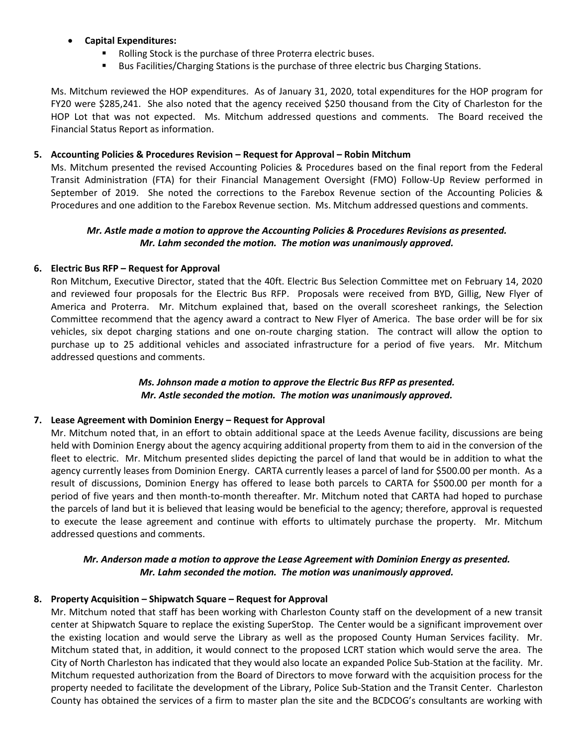- **Capital Expenditures:**
  - Rolling Stock is the purchase of three Proterra electric buses.
  - Bus Facilities/Charging Stations is the purchase of three electric bus Charging Stations.

Ms. Mitchum reviewed the HOP expenditures. As of January 31, 2020, total expenditures for the HOP program for FY20 were $285,241. She also noted that the agency received $250 thousand from the City of Charleston for the HOP Lot that was not expected. Ms. Mitchum addressed questions and comments. The Board received the Financial Status Report as information.

**5. Accounting Policies & Procedures Revision – Request for Approval – Robin Mitchum**

Ms. Mitchum presented the revised Accounting Policies & Procedures based on the final report from the Federal Transit Administration (FTA) for their Financial Management Oversight (FMO) Follow-Up Review performed in September of 2019. She noted the corrections to the Farebox Revenue section of the Accounting Policies & Procedures and one addition to the Farebox Revenue section. Ms. Mitchum addressed questions and comments.

***Mr. Astle made a motion to approve the Accounting Policies & Procedures Revisions as presented. Mr. Lahm seconded the motion. The motion was unanimously approved.***

**6. Electric Bus RFP – Request for Approval**

Ron Mitchum, Executive Director, stated that the 40ft. Electric Bus Selection Committee met on February 14, 2020 and reviewed four proposals for the Electric Bus RFP. Proposals were received from BYD, Gillig, New Flyer of America and Proterra. Mr. Mitchum explained that, based on the overall scoresheet rankings, the Selection Committee recommend that the agency award a contract to New Flyer of America. The base order will be for six vehicles, six depot charging stations and one on-route charging station. The contract will allow the option to purchase up to 25 additional vehicles and associated infrastructure for a period of five years. Mr. Mitchum addressed questions and comments.

***Ms. Johnson made a motion to approve the Electric Bus RFP as presented. Mr. Astle seconded the motion. The motion was unanimously approved.***

**7. Lease Agreement with Dominion Energy – Request for Approval**

Mr. Mitchum noted that, in an effort to obtain additional space at the Leeds Avenue facility, discussions are being held with Dominion Energy about the agency acquiring additional property from them to aid in the conversion of the fleet to electric. Mr. Mitchum presented slides depicting the parcel of land that would be in addition to what the agency currently leases from Dominion Energy. CARTA currently leases a parcel of land for $500.00 per month. As a result of discussions, Dominion Energy has offered to lease both parcels to CARTA for $500.00 per month for a period of five years and then month-to-month thereafter. Mr. Mitchum noted that CARTA had hoped to purchase the parcels of land but it is believed that leasing would be beneficial to the agency; therefore, approval is requested to execute the lease agreement and continue with efforts to ultimately purchase the property. Mr. Mitchum addressed questions and comments.

***Mr. Anderson made a motion to approve the Lease Agreement with Dominion Energy as presented. Mr. Lahm seconded the motion. The motion was unanimously approved.***

**8. Property Acquisition – Shipwatch Square – Request for Approval**

Mr. Mitchum noted that staff has been working with Charleston County staff on the development of a new transit center at Shipwatch Square to replace the existing SuperStop. The Center would be a significant improvement over the existing location and would serve the Library as well as the proposed County Human Services facility. Mr. Mitchum stated that, in addition, it would connect to the proposed LCRT station which would serve the area. The City of North Charleston has indicated that they would also locate an expanded Police Sub-Station at the facility. Mr. Mitchum requested authorization from the Board of Directors to move forward with the acquisition process for the property needed to facilitate the development of the Library, Police Sub-Station and the Transit Center. Charleston County has obtained the services of a firm to master plan the site and the BCDCOG's consultants are working with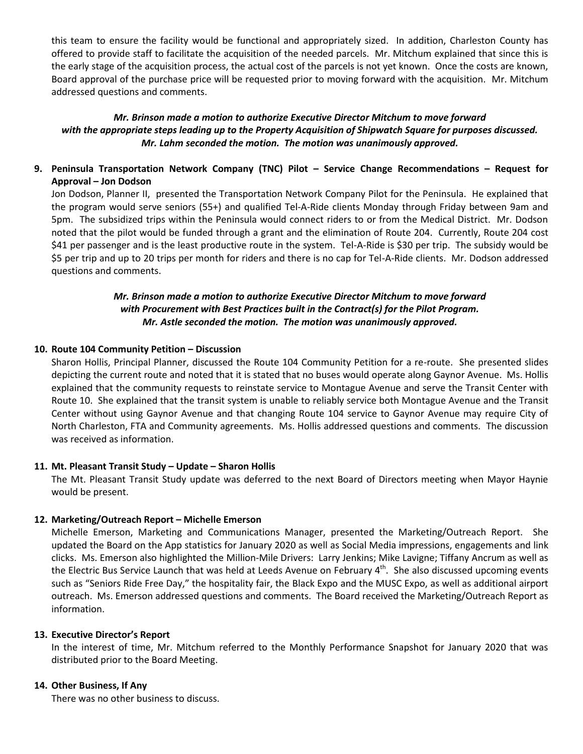this team to ensure the facility would be functional and appropriately sized. In addition, Charleston County has offered to provide staff to facilitate the acquisition of the needed parcels. Mr. Mitchum explained that since this is the early stage of the acquisition process, the actual cost of the parcels is not yet known. Once the costs are known, Board approval of the purchase price will be requested prior to moving forward with the acquisition. Mr. Mitchum addressed questions and comments.

***Mr. Brinson made a motion to authorize Executive Director Mitchum to move forward with the appropriate steps leading up to the Property Acquisition of Shipwatch Square for purposes discussed. Mr. Lahm seconded the motion. The motion was unanimously approved.***

**9. Peninsula Transportation Network Company (TNC) Pilot – Service Change Recommendations – Request for Approval – Jon Dodson**

Jon Dodson, Planner II, presented the Transportation Network Company Pilot for the Peninsula. He explained that the program would serve seniors (55+) and qualified Tel-A-Ride clients Monday through Friday between 9am and 5pm. The subsidized trips within the Peninsula would connect riders to or from the Medical District. Mr. Dodson noted that the pilot would be funded through a grant and the elimination of Route 204. Currently, Route 204 cost $41 per passenger and is the least productive route in the system. Tel-A-Ride is $30 per trip. The subsidy would be $5 per trip and up to 20 trips per month for riders and there is no cap for Tel-A-Ride clients. Mr. Dodson addressed questions and comments.

***Mr. Brinson made a motion to authorize Executive Director Mitchum to move forward with Procurement with Best Practices built in the Contract(s) for the Pilot Program. Mr. Astle seconded the motion. The motion was unanimously approved.***

**10. Route 104 Community Petition – Discussion**

Sharon Hollis, Principal Planner, discussed the Route 104 Community Petition for a re-route. She presented slides depicting the current route and noted that it is stated that no buses would operate along Gaynor Avenue. Ms. Hollis explained that the community requests to reinstate service to Montague Avenue and serve the Transit Center with Route 10. She explained that the transit system is unable to reliably service both Montague Avenue and the Transit Center without using Gaynor Avenue and that changing Route 104 service to Gaynor Avenue may require City of North Charleston, FTA and Community agreements. Ms. Hollis addressed questions and comments. The discussion was received as information.

**11. Mt. Pleasant Transit Study – Update – Sharon Hollis**

The Mt. Pleasant Transit Study update was deferred to the next Board of Directors meeting when Mayor Haynie would be present.

**12. Marketing/Outreach Report – Michelle Emerson**

Michelle Emerson, Marketing and Communications Manager, presented the Marketing/Outreach Report. She updated the Board on the App statistics for January 2020 as well as Social Media impressions, engagements and link clicks. Ms. Emerson also highlighted the Million-Mile Drivers: Larry Jenkins; Mike Lavigne; Tiffany Ancrum as well as the Electric Bus Service Launch that was held at Leeds Avenue on February 4th. She also discussed upcoming events such as "Seniors Ride Free Day," the hospitality fair, the Black Expo and the MUSC Expo, as well as additional airport outreach. Ms. Emerson addressed questions and comments. The Board received the Marketing/Outreach Report as information.

**13. Executive Director's Report**

In the interest of time, Mr. Mitchum referred to the Monthly Performance Snapshot for January 2020 that was distributed prior to the Board Meeting.

**14. Other Business, If Any**

There was no other business to discuss.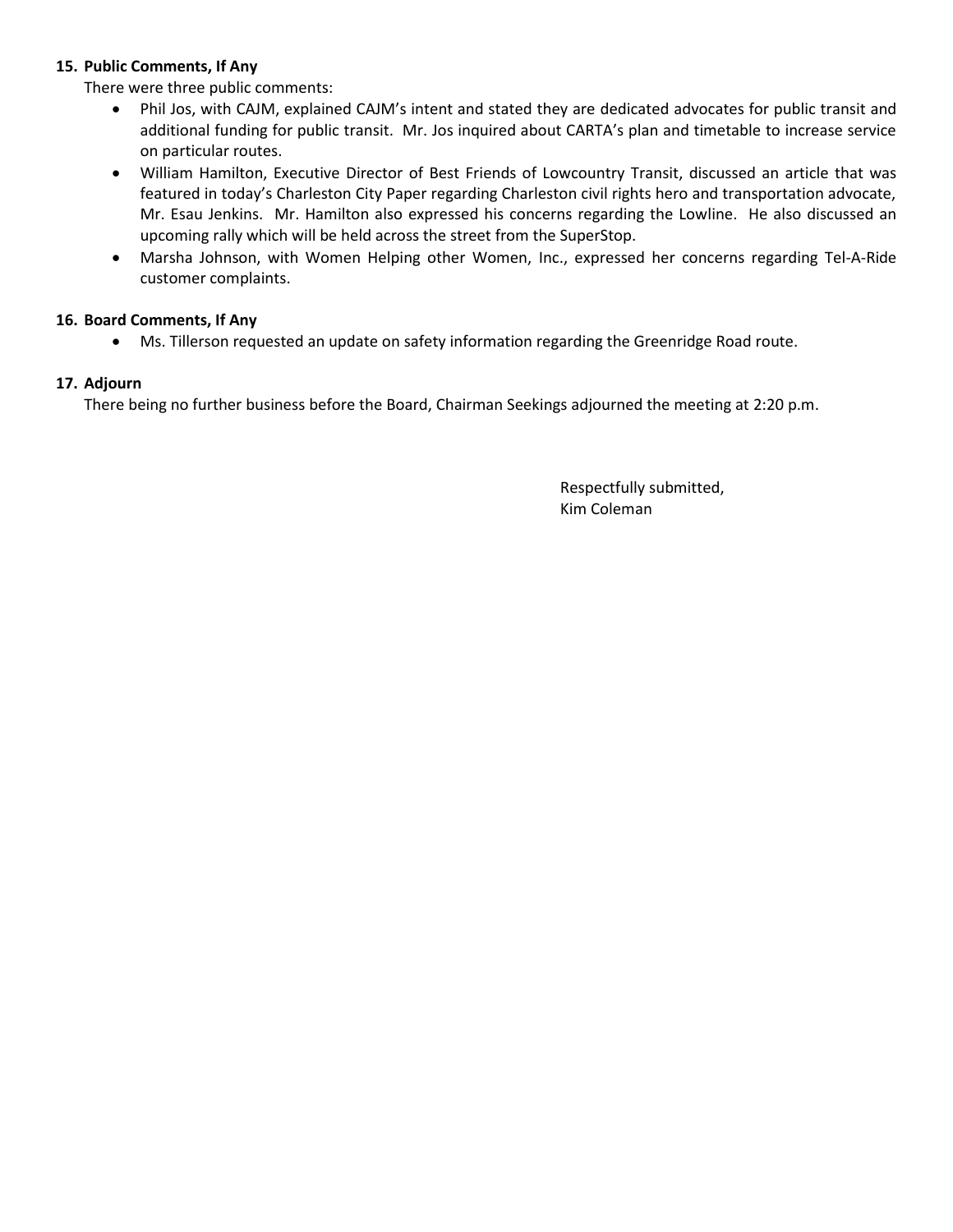**15. Public Comments, If Any**

There were three public comments:

- Phil Jos, with CAJM, explained CAJM's intent and stated they are dedicated advocates for public transit and additional funding for public transit. Mr. Jos inquired about CARTA's plan and timetable to increase service on particular routes.
- William Hamilton, Executive Director of Best Friends of Lowcountry Transit, discussed an article that was featured in today's Charleston City Paper regarding Charleston civil rights hero and transportation advocate, Mr. Esau Jenkins. Mr. Hamilton also expressed his concerns regarding the Lowline. He also discussed an upcoming rally which will be held across the street from the SuperStop.
- Marsha Johnson, with Women Helping other Women, Inc., expressed her concerns regarding Tel-A-Ride customer complaints.

**16. Board Comments, If Any**

- Ms. Tillerson requested an update on safety information regarding the Greenridge Road route.

**17. Adjourn**

There being no further business before the Board, Chairman Seekings adjourned the meeting at 2:20 p.m.

Respectfully submitted,
Kim Coleman